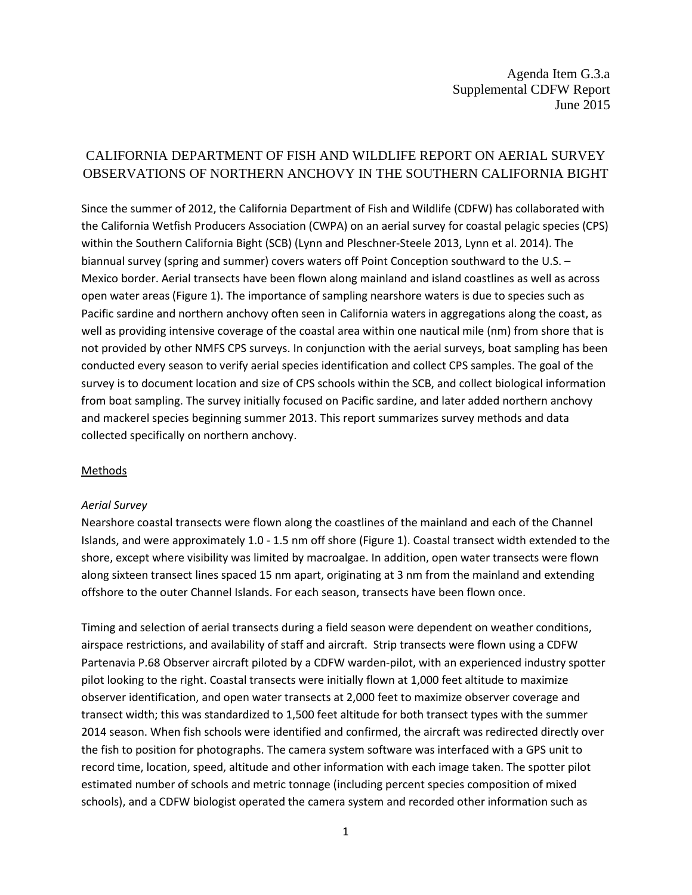Agenda Item G.3.a
Supplemental CDFW Report
June 2015

# CALIFORNIA DEPARTMENT OF FISH AND WILDLIFE REPORT ON AERIAL SURVEY OBSERVATIONS OF NORTHERN ANCHOVY IN THE SOUTHERN CALIFORNIA BIGHT

Since the summer of 2012, the California Department of Fish and Wildlife (CDFW) has collaborated with the California Wetfish Producers Association (CWPA) on an aerial survey for coastal pelagic species (CPS) within the Southern California Bight (SCB) (Lynn and Pleschner-Steele 2013, Lynn et al. 2014). The biannual survey (spring and summer) covers waters off Point Conception southward to the U.S. – Mexico border. Aerial transects have been flown along mainland and island coastlines as well as across open water areas (Figure 1). The importance of sampling nearshore waters is due to species such as Pacific sardine and northern anchovy often seen in California waters in aggregations along the coast, as well as providing intensive coverage of the coastal area within one nautical mile (nm) from shore that is not provided by other NMFS CPS surveys. In conjunction with the aerial surveys, boat sampling has been conducted every season to verify aerial species identification and collect CPS samples. The goal of the survey is to document location and size of CPS schools within the SCB, and collect biological information from boat sampling. The survey initially focused on Pacific sardine, and later added northern anchovy and mackerel species beginning summer 2013. This report summarizes survey methods and data collected specifically on northern anchovy.

## Methods

### *Aerial Survey*

Nearshore coastal transects were flown along the coastlines of the mainland and each of the Channel Islands, and were approximately 1.0 - 1.5 nm off shore (Figure 1). Coastal transect width extended to the shore, except where visibility was limited by macroalgae. In addition, open water transects were flown along sixteen transect lines spaced 15 nm apart, originating at 3 nm from the mainland and extending offshore to the outer Channel Islands. For each season, transects have been flown once.

Timing and selection of aerial transects during a field season were dependent on weather conditions, airspace restrictions, and availability of staff and aircraft. Strip transects were flown using a CDFW Partenavia P.68 Observer aircraft piloted by a CDFW warden-pilot, with an experienced industry spotter pilot looking to the right. Coastal transects were initially flown at 1,000 feet altitude to maximize observer identification, and open water transects at 2,000 feet to maximize observer coverage and transect width; this was standardized to 1,500 feet altitude for both transect types with the summer 2014 season. When fish schools were identified and confirmed, the aircraft was redirected directly over the fish to position for photographs. The camera system software was interfaced with a GPS unit to record time, location, speed, altitude and other information with each image taken. The spotter pilot estimated number of schools and metric tonnage (including percent species composition of mixed schools), and a CDFW biologist operated the camera system and recorded other information such as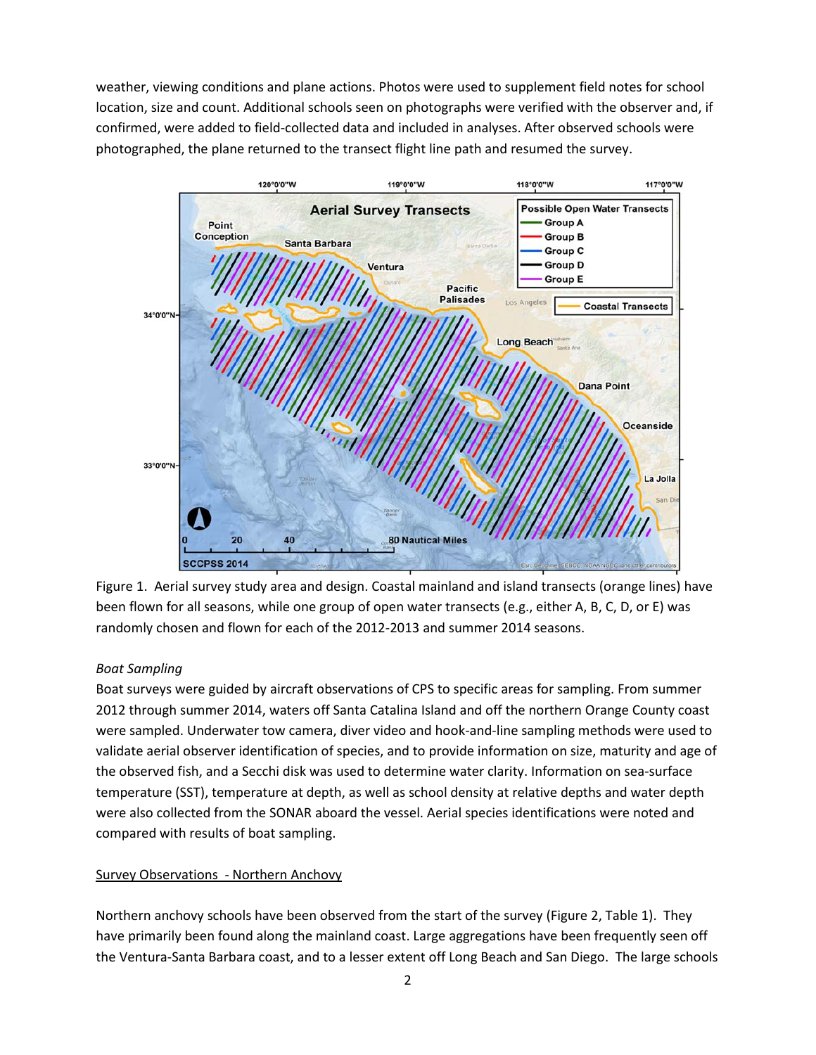weather, viewing conditions and plane actions. Photos were used to supplement field notes for school location, size and count. Additional schools seen on photographs were verified with the observer and, if confirmed, were added to field-collected data and included in analyses. After observed schools were photographed, the plane returned to the transect flight line path and resumed the survey.

Figure 1. Aerial survey study area and design. Coastal mainland and island transects (orange lines) have been flown for all seasons, while one group of open water transects (e.g., either A, B, C, D, or E) was randomly chosen and flown for each of the 2012-2013 and summer 2014 seasons.

*Boat Sampling*

Boat surveys were guided by aircraft observations of CPS to specific areas for sampling. From summer 2012 through summer 2014, waters off Santa Catalina Island and off the northern Orange County coast were sampled. Underwater tow camera, diver video and hook-and-line sampling methods were used to validate aerial observer identification of species, and to provide information on size, maturity and age of the observed fish, and a Secchi disk was used to determine water clarity. Information on sea-surface temperature (SST), temperature at depth, as well as school density at relative depths and water depth were also collected from the SONAR aboard the vessel. Aerial species identifications were noted and compared with results of boat sampling.

Survey Observations - Northern Anchovy

Northern anchovy schools have been observed from the start of the survey (Figure 2, Table 1). They have primarily been found along the mainland coast. Large aggregations have been frequently seen off the Ventura-Santa Barbara coast, and to a lesser extent off Long Beach and San Diego. The large schools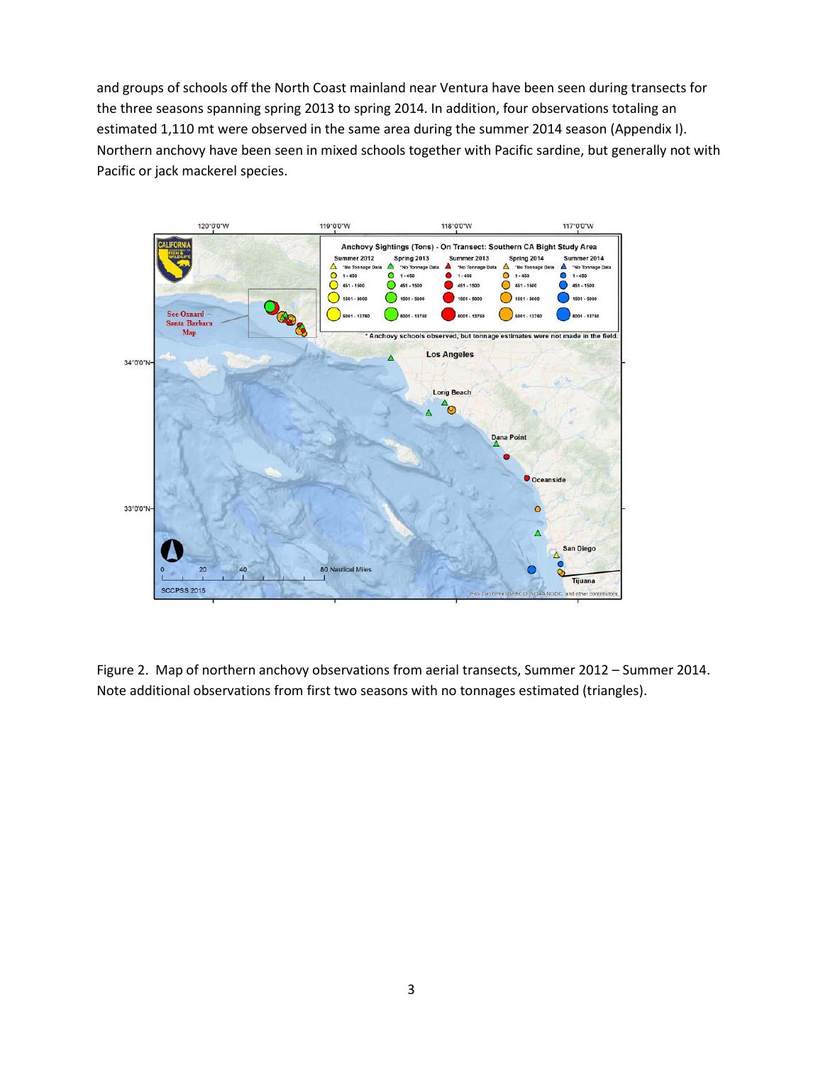and groups of schools off the North Coast mainland near Ventura have been seen during transects for the three seasons spanning spring 2013 to spring 2014. In addition, four observations totaling an estimated 1,110 mt were observed in the same area during the summer 2014 season (Appendix I). Northern anchovy have been seen in mixed schools together with Pacific sardine, but generally not with Pacific or jack mackerel species.

Figure 2. Map of northern anchovy observations from aerial transects, Summer 2012 – Summer 2014. Note additional observations from first two seasons with no tonnages estimated (triangles).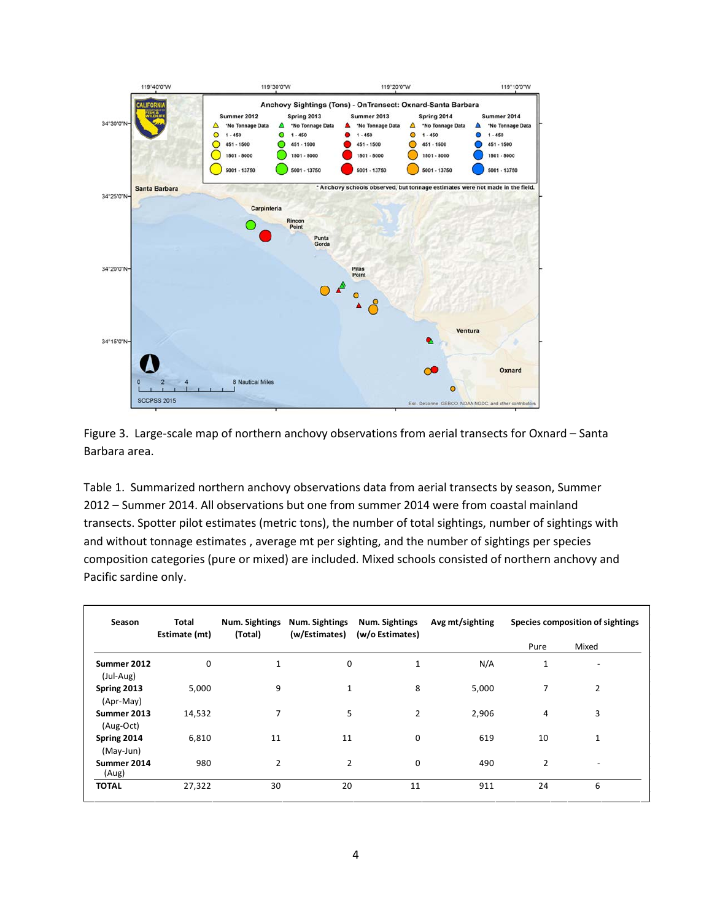Figure 3. Large-scale map of northern anchovy observations from aerial transects for Oxnard – Santa Barbara area.

Table 1. Summarized northern anchovy observations data from aerial transects by season, Summer 2012 – Summer 2014. All observations but one from summer 2014 were from coastal mainland transects. Spotter pilot estimates (metric tons), the number of total sightings, number of sightings with and without tonnage estimates , average mt per sighting, and the number of sightings per species composition categories (pure or mixed) are included. Mixed schools consisted of northern anchovy and Pacific sardine only.

| Season | Total Estimate (mt) | Num. Sightings (Total) | Num. Sightings (w/Estimates) | Num. Sightings (w/o Estimates) | Avg mt/sighting | Species composition of sightings | |
|---|---|---|---|---|---|---|---|
| | | | | | | Pure | Mixed |
| **Summer 2012** (Jul-Aug) | 0 | 1 | 0 | 1 | N/A | 1 | - |
| **Spring 2013** (Apr-May) | 5,000 | 9 | 1 | 8 | 5,000 | 7 | 2 |
| **Summer 2013** (Aug-Oct) | 14,532 | 7 | 5 | 2 | 2,906 | 4 | 3 |
| **Spring 2014** (May-Jun) | 6,810 | 11 | 11 | 0 | 619 | 10 | 1 |
| **Summer 2014** (Aug) | 980 | 2 | 2 | 0 | 490 | 2 | - |
| **TOTAL** | 27,322 | 30 | 20 | 11 | 911 | 24 | 6 |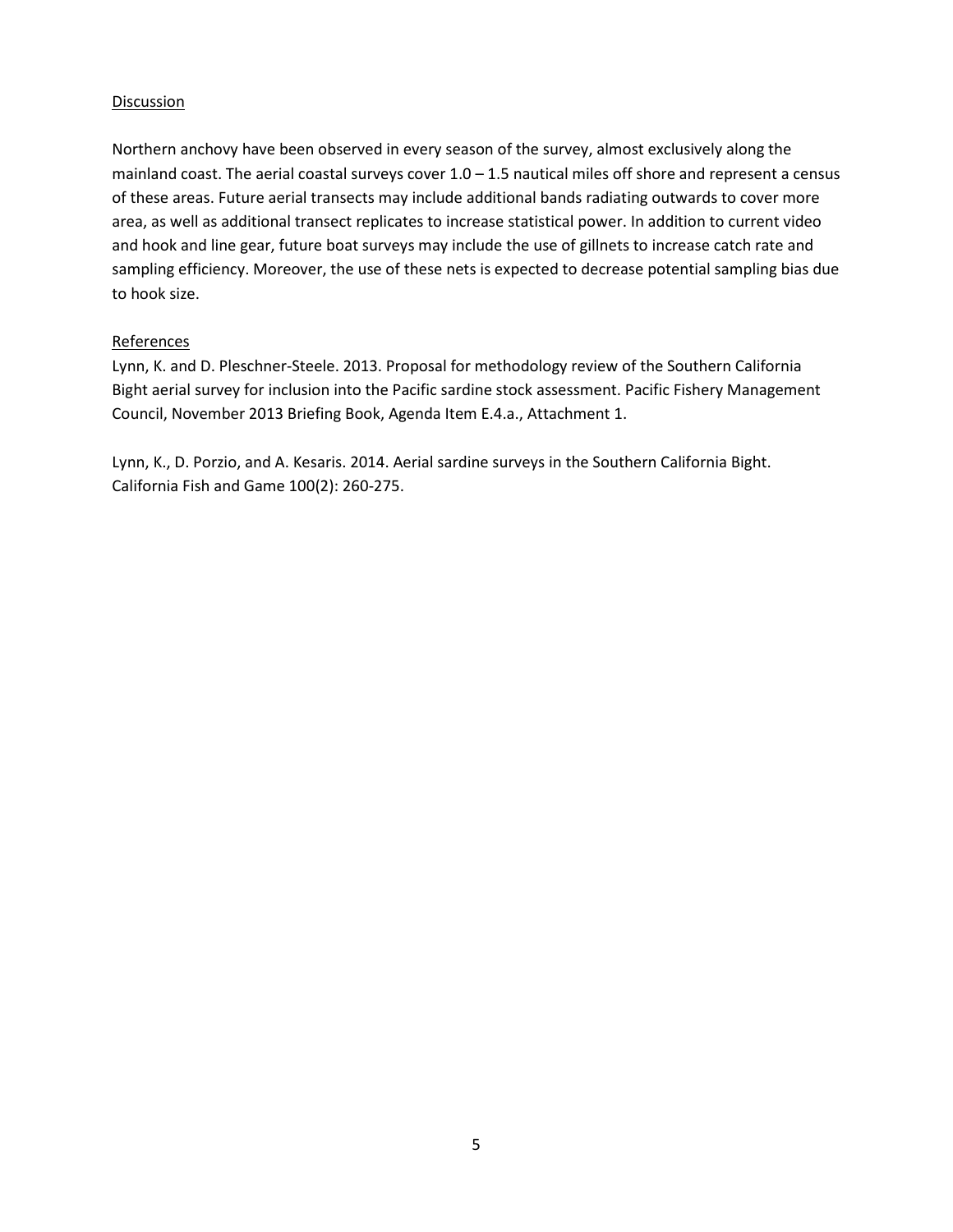## Discussion

Northern anchovy have been observed in every season of the survey, almost exclusively along the mainland coast. The aerial coastal surveys cover 1.0 – 1.5 nautical miles off shore and represent a census of these areas. Future aerial transects may include additional bands radiating outwards to cover more area, as well as additional transect replicates to increase statistical power. In addition to current video and hook and line gear, future boat surveys may include the use of gillnets to increase catch rate and sampling efficiency. Moreover, the use of these nets is expected to decrease potential sampling bias due to hook size.

## References

Lynn, K. and D. Pleschner-Steele. 2013. Proposal for methodology review of the Southern California Bight aerial survey for inclusion into the Pacific sardine stock assessment. Pacific Fishery Management Council, November 2013 Briefing Book, Agenda Item E.4.a., Attachment 1.

Lynn, K., D. Porzio, and A. Kesaris. 2014. Aerial sardine surveys in the Southern California Bight. California Fish and Game 100(2): 260-275.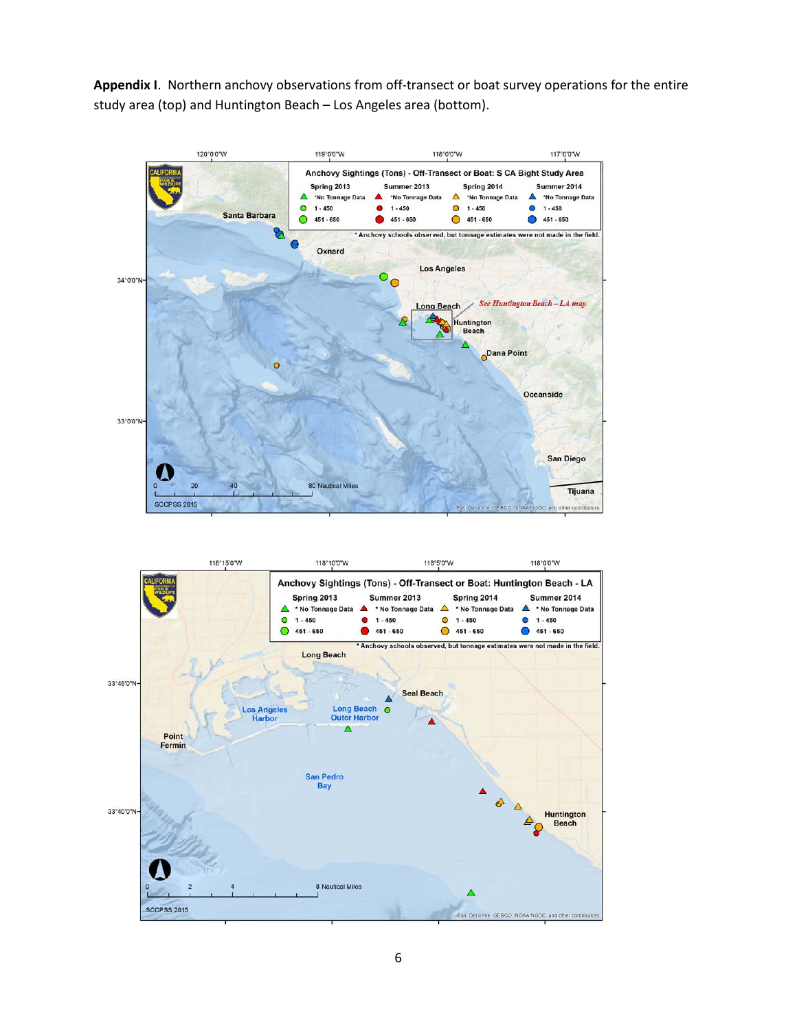**Appendix I**. Northern anchovy observations from off-transect or boat survey operations for the entire study area (top) and Huntington Beach – Los Angeles area (bottom).

120°0'0"W
119°0'0"W
118°0'0"W
117°0'0"W
34°0'0"N
33°0'0"N

Anchovy Sightings (Tons) - Off-Transect or Boat: S CA Bight Study Area

Spring 2013
*No Tonnage Data
1 - 450
451 - 650

Summer 2013
*No Tonnage Data
1 - 450
451 - 650

Spring 2014
*No Tonnage Data
1 - 450
451 - 650

Summer 2014
*No Tonnage Data
1 - 450
451 - 650

* Anchovy schools observed, but tonnage estimates were not made in the field.

Santa Barbara
Oxnard
Los Angeles
Long Beach
See Huntington Beach – LA map
Huntington Beach
Dana Point
Oceanside
San Diego
Tijuana

0 20 40 80 Nautical Miles
SCCPSS 2015
Esri, DeLorme, GEBCO, NOAA NGDC, and other contributors

118°15'0"W
118°10'0"W
118°5'0"W
118°0'0"W
33°45'0"N
33°40'0"N

Anchovy Sightings (Tons) - Off-Transect or Boat: Huntington Beach - LA

Spring 2013
* No Tonnage Data
1 - 450
451 - 650

Summer 2013
* No Tonnage Data
1 - 450
451 - 650

Spring 2014
* No Tonnage Data
1 - 450
451 - 650

Summer 2014
* No Tonnage Data
1 - 450
451 - 650

* Anchovy schools observed, but tonnage estimates were not made in the field.

Long Beach
Seal Beach
Los Angeles Harbor
Long Beach Outer Harbor
Point Fermin
San Pedro Bay
Huntington Beach

0 2 4 8 Nautical Miles
SCCPSS 2015
Esri, DeLorme, GEBCO, NOAA NGDC, and other contributors